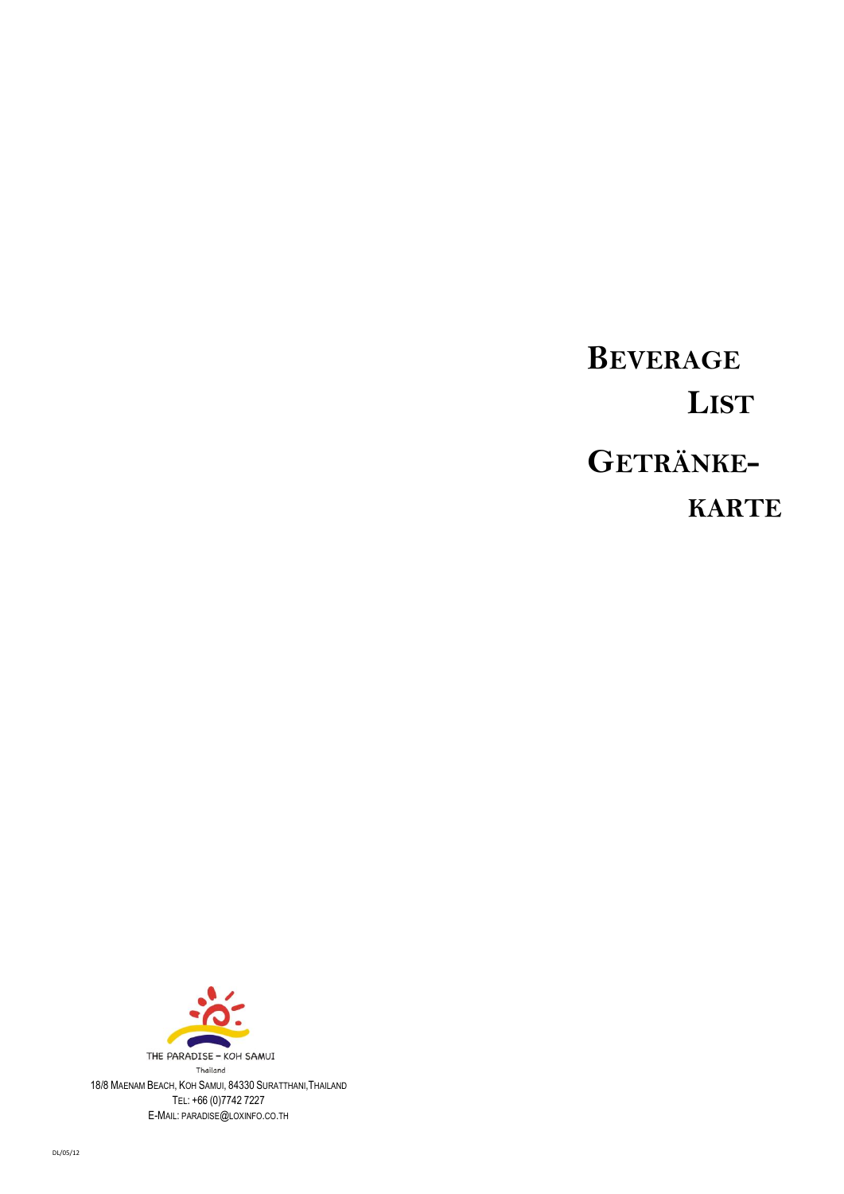# Beverage List

# Getränke-karte

THE PARADISE – KOH SAMUI

Thailand

18/8 Maenam Beach, Koh Samui, 84330 Suratthani, Thailand

Tel: +66 (0)7742 7227

E-Mail: paradise@loxinfo.co.th

DL/05/12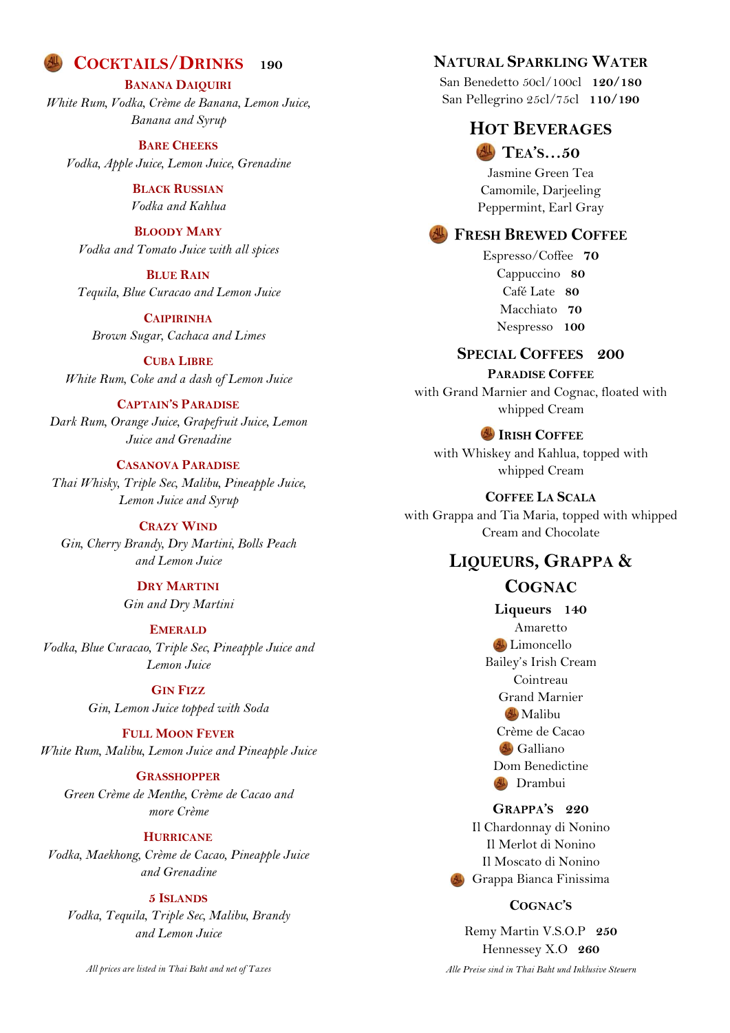## Cocktails/Drinks 190

### Banana Daiquiri
*White Rum, Vodka, Crème de Banana, Lemon Juice, Banana and Syrup*

### Bare Cheeks
*Vodka, Apple Juice, Lemon Juice, Grenadine*

### Black Russian
*Vodka and Kahlua*

### Bloody Mary
*Vodka and Tomato Juice with all spices*

### Blue Rain
*Tequila, Blue Curacao and Lemon Juice*

### Caipirinha
*Brown Sugar, Cachaca and Limes*

### Cuba Libre
*White Rum, Coke and a dash of Lemon Juice*

### Captain's Paradise
*Dark Rum, Orange Juice, Grapefruit Juice, Lemon Juice and Grenadine*

### Casanova Paradise
*Thai Whisky, Triple Sec, Malibu, Pineapple Juice, Lemon Juice and Syrup*

### Crazy Wind
*Gin, Cherry Brandy, Dry Martini, Bolls Peach and Lemon Juice*

### Dry Martini
*Gin and Dry Martini*

### Emerald
*Vodka, Blue Curacao, Triple Sec, Pineapple Juice and Lemon Juice*

### Gin Fizz
*Gin, Lemon Juice topped with Soda*

### Full Moon Fever
*White Rum, Malibu, Lemon Juice and Pineapple Juice*

### Grasshopper
*Green Crème de Menthe, Crème de Cacao and more Crème*

### Hurricane
*Vodka, Maekhong, Crème de Cacao, Pineapple Juice and Grenadine*

### 5 Islands
*Vodka, Tequila, Triple Sec, Malibu, Brandy and Lemon Juice*

*All prices are listed in Thai Baht and net of Taxes*

## Natural Sparkling Water

San Benedetto 50cl/100cl **120/180**
San Pellegrino 25cl/75cl **110/190**

## Hot Beverages

### Tea's…50

Jasmine Green Tea
Camomile, Darjeeling
Peppermint, Earl Gray

### Fresh Brewed Coffee

Espresso/Coffee **70**
Cappuccino **80**
Café Late **80**
Macchiato **70**
Nespresso **100**

### Special Coffees 200

**Paradise Coffee**
with Grand Marnier and Cognac, floated with whipped Cream

**Irish Coffee**
with Whiskey and Kahlua, topped with whipped Cream

**Coffee La Scala**
with Grappa and Tia Maria, topped with whipped Cream and Chocolate

## Liqueurs, Grappa & Cognac

### Liqueurs 140

Amaretto
Limoncello
Bailey's Irish Cream
Cointreau
Grand Marnier
Malibu
Crème de Cacao
Galliano
Dom Benedictine
Drambui

### Grappa's 220

Il Chardonnay di Nonino
Il Merlot di Nonino
Il Moscato di Nonino
Grappa Bianca Finissima

### Cognac's

Remy Martin V.S.O.P **250**
Hennessey X.O **260**

*Alle Preise sind in Thai Baht und Inklusive Steuern*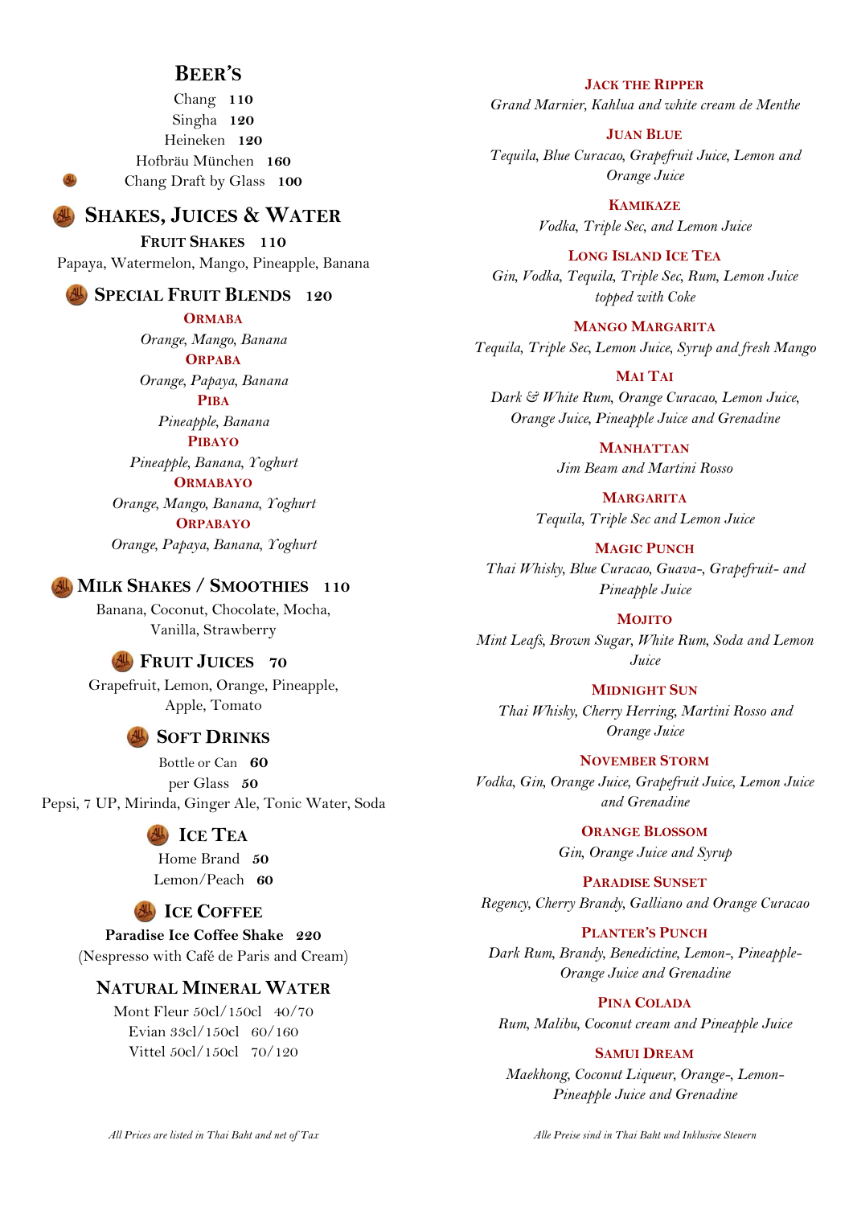## Beer's

Chang **110**
Singha **120**
Heineken **120**
Hofbräu München **160**
Chang Draft by Glass **100**

## Shakes, Juices & Water

### Fruit Shakes **110**

Papaya, Watermelon, Mango, Pineapple, Banana

### Special Fruit Blends **120**

**Ormaba**
*Orange, Mango, Banana*

**Orpaba**
*Orange, Papaya, Banana*

**Piba**
*Pineapple, Banana*

**Pibayo**
*Pineapple, Banana, Yoghurt*

**Ormabayo**
*Orange, Mango, Banana, Yoghurt*

**Orpabayo**
*Orange, Papaya, Banana, Yoghurt*

### Milk Shakes / Smoothies **110**

Banana, Coconut, Chocolate, Mocha, Vanilla, Strawberry

### Fruit Juices **70**

Grapefruit, Lemon, Orange, Pineapple, Apple, Tomato

### Soft Drinks

Bottle or Can **60**
per Glass **50**
Pepsi, 7 UP, Mirinda, Ginger Ale, Tonic Water, Soda

### Ice Tea

Home Brand **50**
Lemon/Peach **60**

### Ice Coffee

**Paradise Ice Coffee Shake 220**
(Nespresso with Café de Paris and Cream)

### Natural Mineral Water

Mont Fleur 50cl/150cl 40/70
Evian 33cl/150cl 60/160
Vittel 50cl/150cl 70/120

*All Prices are listed in Thai Baht and net of Tax*

**Jack the Ripper**
*Grand Marnier, Kahlua and white cream de Menthe*

**Juan Blue**
*Tequila, Blue Curacao, Grapefruit Juice, Lemon and Orange Juice*

**Kamikaze**
*Vodka, Triple Sec, and Lemon Juice*

**Long Island Ice Tea**
*Gin, Vodka, Tequila, Triple Sec, Rum, Lemon Juice topped with Coke*

**Mango Margarita**
*Tequila, Triple Sec, Lemon Juice, Syrup and fresh Mango*

**Mai Tai**
*Dark & White Rum, Orange Curacao, Lemon Juice, Orange Juice, Pineapple Juice and Grenadine*

**Manhattan**
*Jim Beam and Martini Rosso*

**Margarita**
*Tequila, Triple Sec and Lemon Juice*

**Magic Punch**
*Thai Whisky, Blue Curacao, Guava-, Grapefruit- and Pineapple Juice*

**Mojito**
*Mint Leafs, Brown Sugar, White Rum, Soda and Lemon Juice*

**Midnight Sun**
*Thai Whisky, Cherry Herring, Martini Rosso and Orange Juice*

**November Storm**
*Vodka, Gin, Orange Juice, Grapefruit Juice, Lemon Juice and Grenadine*

**Orange Blossom**
*Gin, Orange Juice and Syrup*

**Paradise Sunset**
*Regency, Cherry Brandy, Galliano and Orange Curacao*

**Planter's Punch**
*Dark Rum, Brandy, Benedictine, Lemon-, Pineapple-Orange Juice and Grenadine*

**Pina Colada**
*Rum, Malibu, Coconut cream and Pineapple Juice*

**Samui Dream**
*Maekhong, Coconut Liqueur, Orange-, Lemon-Pineapple Juice and Grenadine*

*Alle Preise sind in Thai Baht und Inklusive Steuern*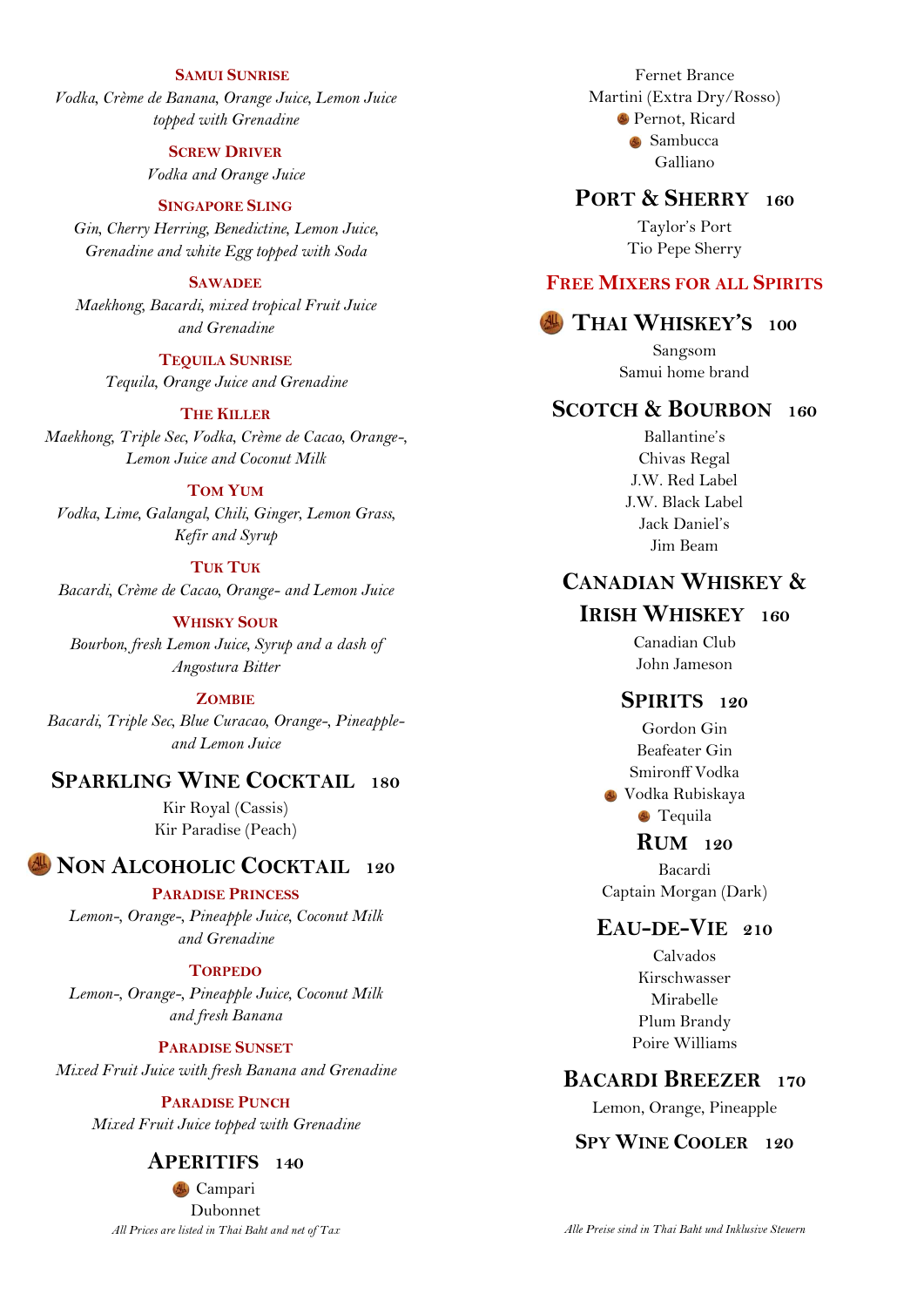### Samui Sunrise
*Vodka, Crème de Banana, Orange Juice, Lemon Juice topped with Grenadine*

### Screw Driver
*Vodka and Orange Juice*

### Singapore Sling
*Gin, Cherry Herring, Benedictine, Lemon Juice, Grenadine and white Egg topped with Soda*

### Sawadee
*Maekhong, Bacardi, mixed tropical Fruit Juice and Grenadine*

### Tequila Sunrise
*Tequila, Orange Juice and Grenadine*

### The Killer
*Maekhong, Triple Sec, Vodka, Crème de Cacao, Orange-, Lemon Juice and Coconut Milk*

### Tom Yum
*Vodka, Lime, Galangal, Chili, Ginger, Lemon Grass, Kefir and Syrup*

### Tuk Tuk
*Bacardi, Crème de Cacao, Orange- and Lemon Juice*

### Whisky Sour
*Bourbon, fresh Lemon Juice, Syrup and a dash of Angostura Bitter*

### Zombie
*Bacardi, Triple Sec, Blue Curacao, Orange-, Pineapple- and Lemon Juice*

## Sparkling Wine Cocktail 180

Kir Royal (Cassis)
Kir Paradise (Peach)

## Non Alcoholic Cocktail 120

### Paradise Princess
*Lemon-, Orange-, Pineapple Juice, Coconut Milk and Grenadine*

### Torpedo
*Lemon-, Orange-, Pineapple Juice, Coconut Milk and fresh Banana*

### Paradise Sunset
*Mixed Fruit Juice with fresh Banana and Grenadine*

### Paradise Punch
*Mixed Fruit Juice topped with Grenadine*

## Aperitifs 140

Campari
Dubonnet
Fernet Brance
Martini (Extra Dry/Rosso)
Pernot, Ricard
Sambucca
Galliano

## Port & Sherry 160

Taylor's Port
Tio Pepe Sherry

### Free Mixers for all Spirits

## Thai Whiskey's 100

Sangsom
Samui home brand

## Scotch & Bourbon 160

Ballantine's
Chivas Regal
J.W. Red Label
J.W. Black Label
Jack Daniel's
Jim Beam

## Canadian Whiskey & Irish Whiskey 160

Canadian Club
John Jameson

## Spirits 120

Gordon Gin
Beafeater Gin
Smironff Vodka
Vodka Rubiskaya
Tequila

## Rum 120

Bacardi
Captain Morgan (Dark)

## Eau-de-Vie 210

Calvados
Kirschwasser
Mirabelle
Plum Brandy
Poire Williams

## Bacardi Breezer 170

Lemon, Orange, Pineapple

## Spy Wine Cooler 120

*All Prices are listed in Thai Baht and net of Tax*

*Alle Preise sind in Thai Baht und Inklusive Steuern*